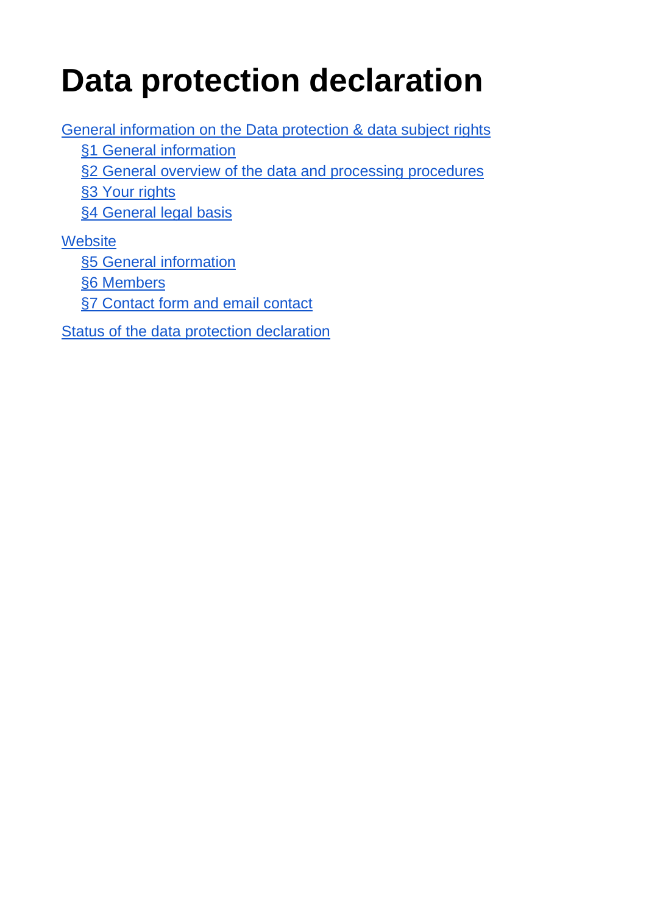# Data protection declaration

- General information on the Data protection & data subject rights
  - §1 General information
  - §2 General overview of the data and processing procedures
  - §3 Your rights
  - §4 General legal basis
- Website
  - §5 General information
  - §6 Members
  - §7 Contact form and email contact
- Status of the data protection declaration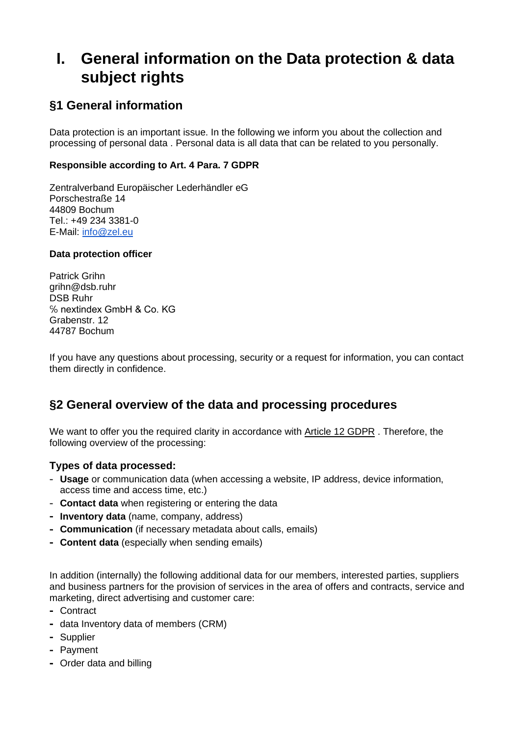# I. General information on the Data protection & data subject rights

## §1 General information

Data protection is an important issue. In the following we inform you about the collection and processing of personal data . Personal data is all data that can be related to you personally.

**Responsible according to Art. 4 Para. 7 GDPR**

Zentralverband Europäischer Lederhändler eG  
Porschestraße 14  
44809 Bochum  
Tel.: +49 234 3381-0  
E-Mail: info@zel.eu

**Data protection officer**

Patrick Grihn  
grihn@dsb.ruhr  
DSB Ruhr  
℅ nextindex GmbH & Co. KG  
Grabenstr. 12  
44787 Bochum

If you have any questions about processing, security or a request for information, you can contact them directly in confidence.

## §2 General overview of the data and processing procedures

We want to offer you the required clarity in accordance with Article 12 GDPR . Therefore, the following overview of the processing:

### Types of data processed:

- **Usage** or communication data (when accessing a website, IP address, device information, access time and access time, etc.)
- **Contact data** when registering or entering the data
- **Inventory data** (name, company, address)
- **Communication** (if necessary metadata about calls, emails)
- **Content data** (especially when sending emails)

In addition (internally) the following additional data for our members, interested parties, suppliers and business partners for the provision of services in the area of offers and contracts, service and marketing, direct advertising and customer care:

- Contract
- data Inventory data of members (CRM)
- Supplier
- Payment
- Order data and billing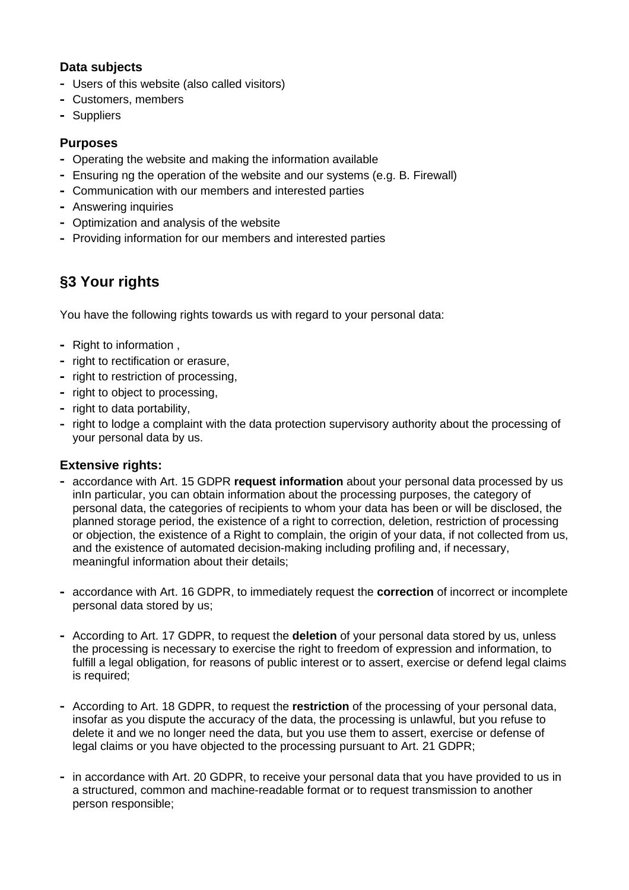### Data subjects

- Users of this website (also called visitors)
- Customers, members
- Suppliers

### Purposes

- Operating the website and making the information available
- Ensuring ng the operation of the website and our systems (e.g. B. Firewall)
- Communication with our members and interested parties
- Answering inquiries
- Optimization and analysis of the website
- Providing information for our members and interested parties

## §3 Your rights

You have the following rights towards us with regard to your personal data:

- Right to information ,
- right to rectification or erasure,
- right to restriction of processing,
- right to object to processing,
- right to data portability,
- right to lodge a complaint with the data protection supervisory authority about the processing of your personal data by us.

### Extensive rights:

- accordance with Art. 15 GDPR **request information** about your personal data processed by us inIn particular, you can obtain information about the processing purposes, the category of personal data, the categories of recipients to whom your data has been or will be disclosed, the planned storage period, the existence of a right to correction, deletion, restriction of processing or objection, the existence of a Right to complain, the origin of your data, if not collected from us, and the existence of automated decision-making including profiling and, if necessary, meaningful information about their details;

- accordance with Art. 16 GDPR, to immediately request the **correction** of incorrect or incomplete personal data stored by us;

- According to Art. 17 GDPR, to request the **deletion** of your personal data stored by us, unless the processing is necessary to exercise the right to freedom of expression and information, to fulfill a legal obligation, for reasons of public interest or to assert, exercise or defend legal claims is required;

- According to Art. 18 GDPR, to request the **restriction** of the processing of your personal data, insofar as you dispute the accuracy of the data, the processing is unlawful, but you refuse to delete it and we no longer need the data, but you use them to assert, exercise or defense of legal claims or you have objected to the processing pursuant to Art. 21 GDPR;

- in accordance with Art. 20 GDPR, to receive your personal data that you have provided to us in a structured, common and machine-readable format or to request transmission to another person responsible;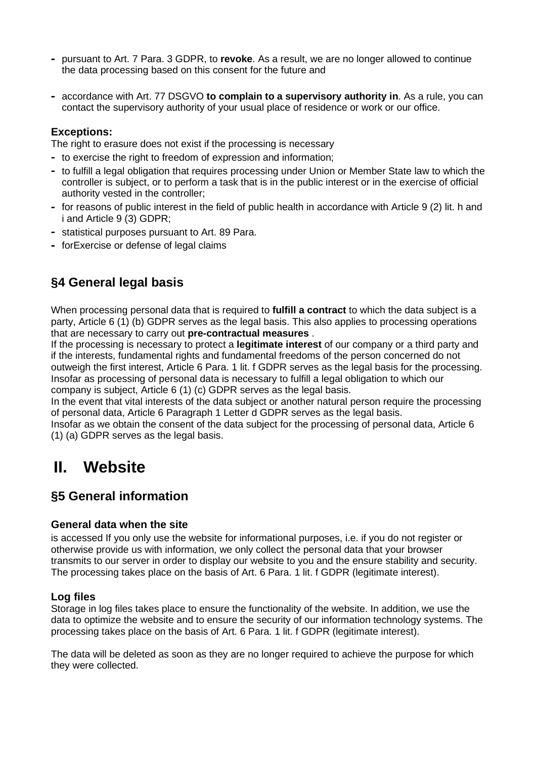- pursuant to Art. 7 Para. 3 GDPR, to **revoke**. As a result, we are no longer allowed to continue the data processing based on this consent for the future and

- accordance with Art. 77 DSGVO **to complain to a supervisory authority in**. As a rule, you can contact the supervisory authority of your usual place of residence or work or our office.

**Exceptions:**

The right to erasure does not exist if the processing is necessary

- to exercise the right to freedom of expression and information;
- to fulfill a legal obligation that requires processing under Union or Member State law to which the controller is subject, or to perform a task that is in the public interest or in the exercise of official authority vested in the controller;
- for reasons of public interest in the field of public health in accordance with Article 9 (2) lit. h and i and Article 9 (3) GDPR;
- statistical purposes pursuant to Art. 89 Para.
- forExercise or defense of legal claims

## §4 General legal basis

When processing personal data that is required to **fulfill a contract** to which the data subject is a party, Article 6 (1) (b) GDPR serves as the legal basis. This also applies to processing operations that are necessary to carry out **pre-contractual measures** .

If the processing is necessary to protect a **legitimate interest** of our company or a third party and if the interests, fundamental rights and fundamental freedoms of the person concerned do not outweigh the first interest, Article 6 Para. 1 lit. f GDPR serves as the legal basis for the processing.

Insofar as processing of personal data is necessary to fulfill a legal obligation to which our company is subject, Article 6 (1) (c) GDPR serves as the legal basis.

In the event that vital interests of the data subject or another natural person require the processing of personal data, Article 6 Paragraph 1 Letter d GDPR serves as the legal basis.

Insofar as we obtain the consent of the data subject for the processing of personal data, Article 6 (1) (a) GDPR serves as the legal basis.

# II. Website

## §5 General information

### General data when the site

is accessed If you only use the website for informational purposes, i.e. if you do not register or otherwise provide us with information, we only collect the personal data that your browser transmits to our server in order to display our website to you and the ensure stability and security. The processing takes place on the basis of Art. 6 Para. 1 lit. f GDPR (legitimate interest).

### Log files

Storage in log files takes place to ensure the functionality of the website. In addition, we use the data to optimize the website and to ensure the security of our information technology systems. The processing takes place on the basis of Art. 6 Para. 1 lit. f GDPR (legitimate interest).

The data will be deleted as soon as they are no longer required to achieve the purpose for which they were collected.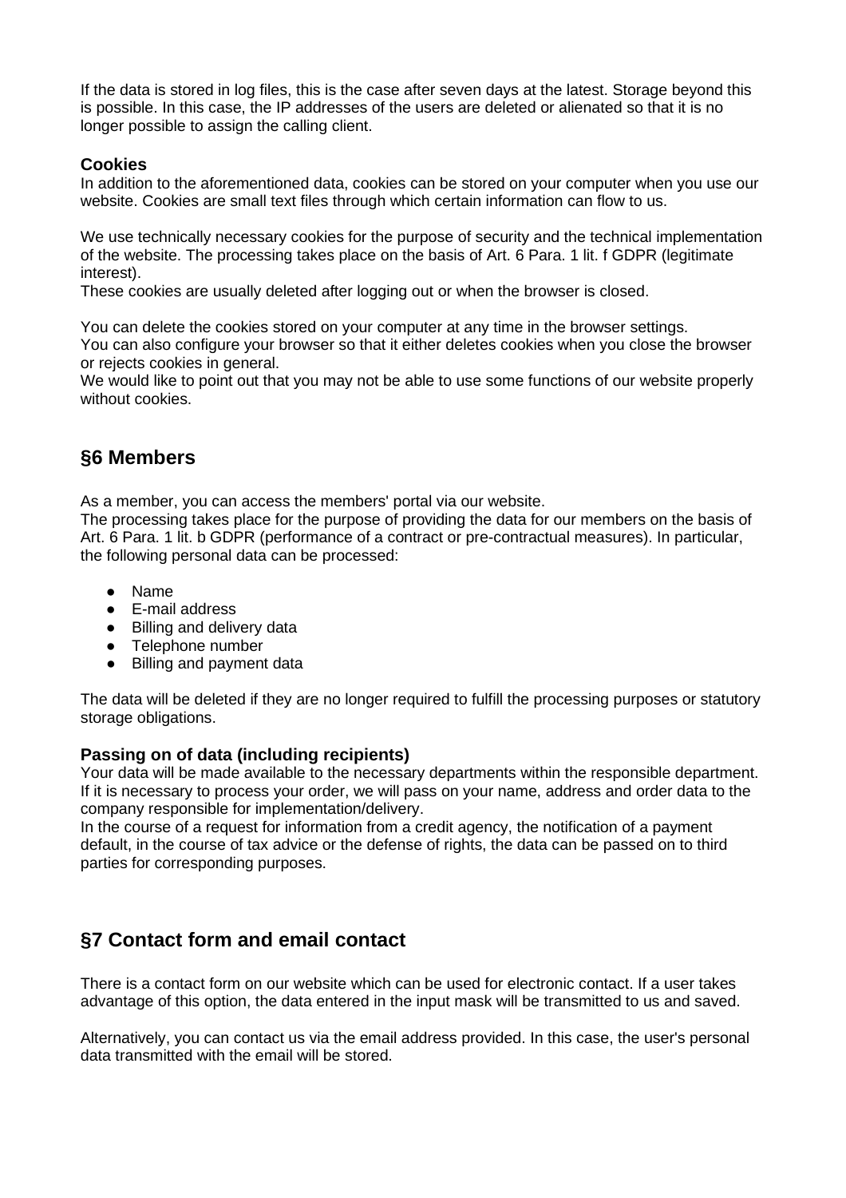If the data is stored in log files, this is the case after seven days at the latest. Storage beyond this is possible. In this case, the IP addresses of the users are deleted or alienated so that it is no longer possible to assign the calling client.

### Cookies

In addition to the aforementioned data, cookies can be stored on your computer when you use our website. Cookies are small text files through which certain information can flow to us.

We use technically necessary cookies for the purpose of security and the technical implementation of the website. The processing takes place on the basis of Art. 6 Para. 1 lit. f GDPR (legitimate interest).
These cookies are usually deleted after logging out or when the browser is closed.

You can delete the cookies stored on your computer at any time in the browser settings.
You can also configure your browser so that it either deletes cookies when you close the browser or rejects cookies in general.
We would like to point out that you may not be able to use some functions of our website properly without cookies.

## §6 Members

As a member, you can access the members' portal via our website.
The processing takes place for the purpose of providing the data for our members on the basis of Art. 6 Para. 1 lit. b GDPR (performance of a contract or pre-contractual measures). In particular, the following personal data can be processed:

- Name
- E-mail address
- Billing and delivery data
- Telephone number
- Billing and payment data

The data will be deleted if they are no longer required to fulfill the processing purposes or statutory storage obligations.

### Passing on of data (including recipients)

Your data will be made available to the necessary departments within the responsible department. If it is necessary to process your order, we will pass on your name, address and order data to the company responsible for implementation/delivery.
In the course of a request for information from a credit agency, the notification of a payment default, in the course of tax advice or the defense of rights, the data can be passed on to third parties for corresponding purposes.

## §7 Contact form and email contact

There is a contact form on our website which can be used for electronic contact. If a user takes advantage of this option, the data entered in the input mask will be transmitted to us and saved.

Alternatively, you can contact us via the email address provided. In this case, the user's personal data transmitted with the email will be stored.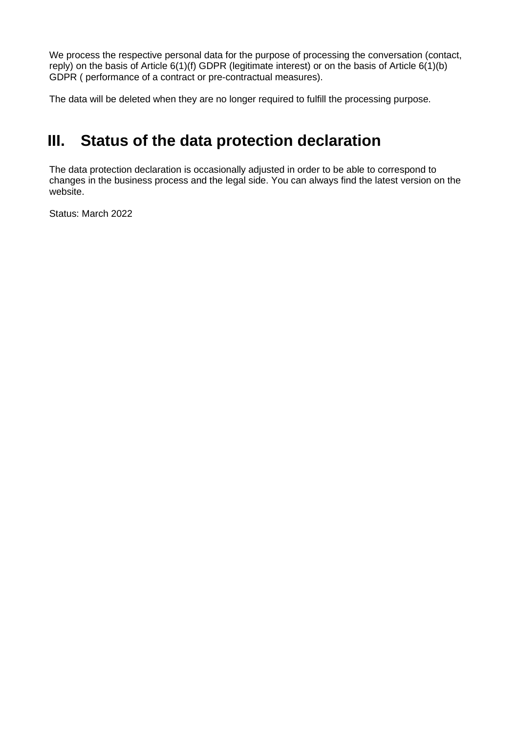We process the respective personal data for the purpose of processing the conversation (contact, reply) on the basis of Article 6(1)(f) GDPR (legitimate interest) or on the basis of Article 6(1)(b) GDPR ( performance of a contract or pre-contractual measures).

The data will be deleted when they are no longer required to fulfill the processing purpose.

# III. Status of the data protection declaration

The data protection declaration is occasionally adjusted in order to be able to correspond to changes in the business process and the legal side. You can always find the latest version on the website.

Status: March 2022